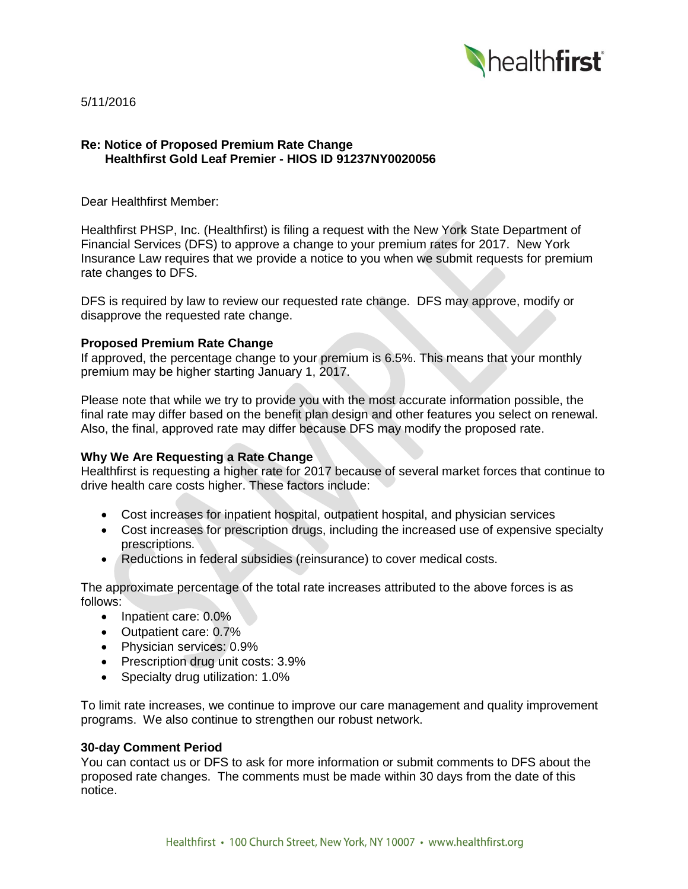5/11/2016

**Re: Notice of Proposed Premium Rate Change**
**Healthfirst Gold Leaf Premier - HIOS ID 91237NY0020056**

Dear Healthfirst Member:

Healthfirst PHSP, Inc. (Healthfirst) is filing a request with the New York State Department of Financial Services (DFS) to approve a change to your premium rates for 2017. New York Insurance Law requires that we provide a notice to you when we submit requests for premium rate changes to DFS.

DFS is required by law to review our requested rate change. DFS may approve, modify or disapprove the requested rate change.

### Proposed Premium Rate Change

If approved, the percentage change to your premium is 6.5%. This means that your monthly premium may be higher starting January 1, 2017.

Please note that while we try to provide you with the most accurate information possible, the final rate may differ based on the benefit plan design and other features you select on renewal. Also, the final, approved rate may differ because DFS may modify the proposed rate.

### Why We Are Requesting a Rate Change

Healthfirst is requesting a higher rate for 2017 because of several market forces that continue to drive health care costs higher. These factors include:

- Cost increases for inpatient hospital, outpatient hospital, and physician services
- Cost increases for prescription drugs, including the increased use of expensive specialty prescriptions.
- Reductions in federal subsidies (reinsurance) to cover medical costs.

The approximate percentage of the total rate increases attributed to the above forces is as follows:

- Inpatient care: 0.0%
- Outpatient care: 0.7%
- Physician services: 0.9%
- Prescription drug unit costs: 3.9%
- Specialty drug utilization: 1.0%

To limit rate increases, we continue to improve our care management and quality improvement programs. We also continue to strengthen our robust network.

### 30-day Comment Period

You can contact us or DFS to ask for more information or submit comments to DFS about the proposed rate changes. The comments must be made within 30 days from the date of this notice.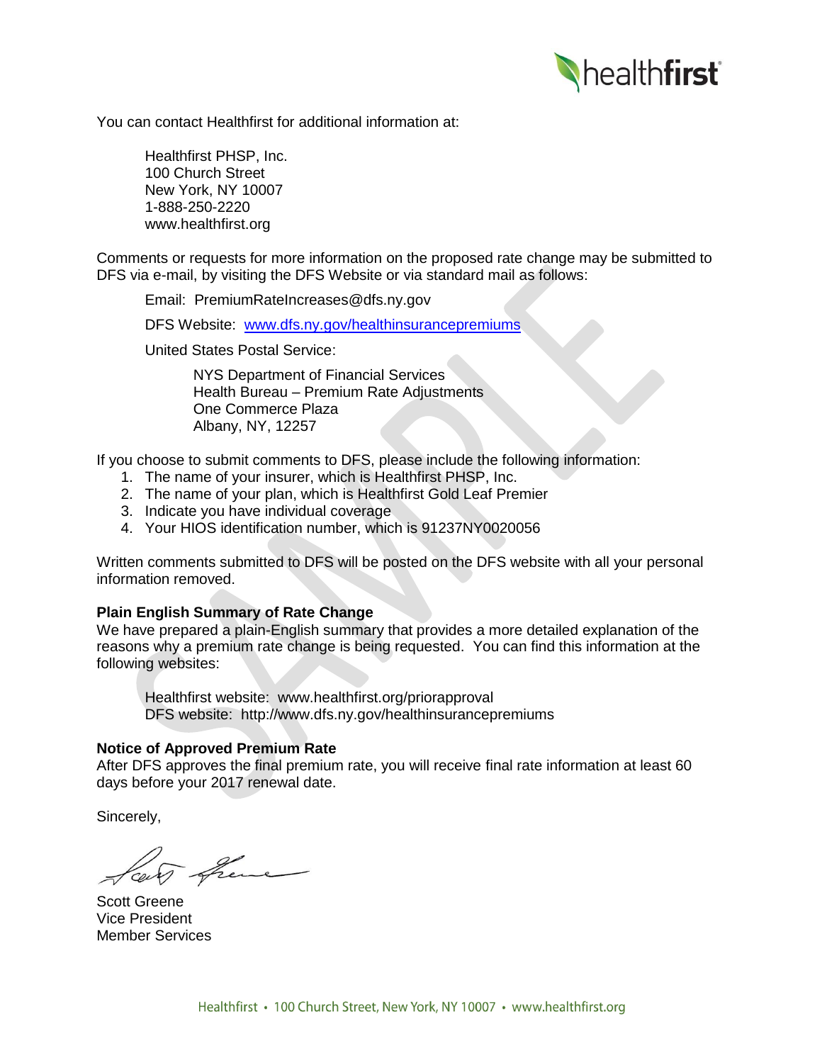You can contact Healthfirst for additional information at:

Healthfirst PHSP, Inc.
100 Church Street
New York, NY 10007
1-888-250-2220
www.healthfirst.org

Comments or requests for more information on the proposed rate change may be submitted to DFS via e-mail, by visiting the DFS Website or via standard mail as follows:

Email: PremiumRateIncreases@dfs.ny.gov

DFS Website: www.dfs.ny.gov/healthinsurancepremiums

United States Postal Service:

NYS Department of Financial Services
Health Bureau – Premium Rate Adjustments
One Commerce Plaza
Albany, NY, 12257

If you choose to submit comments to DFS, please include the following information:

1. The name of your insurer, which is Healthfirst PHSP, Inc.
2. The name of your plan, which is Healthfirst Gold Leaf Premier
3. Indicate you have individual coverage
4. Your HIOS identification number, which is 91237NY0020056

Written comments submitted to DFS will be posted on the DFS website with all your personal information removed.

**Plain English Summary of Rate Change**

We have prepared a plain-English summary that provides a more detailed explanation of the reasons why a premium rate change is being requested. You can find this information at the following websites:

Healthfirst website: www.healthfirst.org/priorapproval
DFS website: http://www.dfs.ny.gov/healthinsurancepremiums

**Notice of Approved Premium Rate**

After DFS approves the final premium rate, you will receive final rate information at least 60 days before your 2017 renewal date.

Sincerely,

Scott Greene
Vice President
Member Services